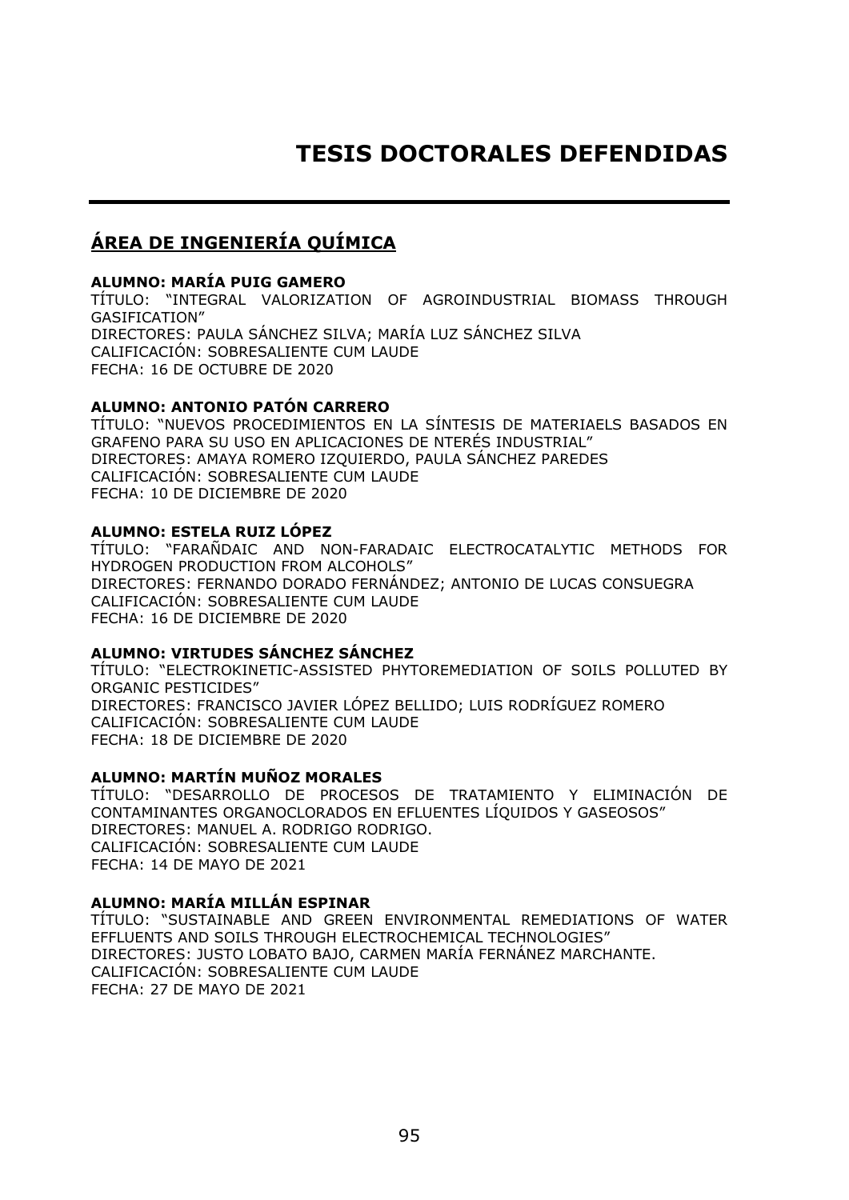# TESIS DOCTORALES DEFENDIDAS

## ÁREA DE INGENIERÍA QUÍMICA

**ALUMNO: MARÍA PUIG GAMERO**
TÍTULO: "INTEGRAL VALORIZATION OF AGROINDUSTRIAL BIOMASS THROUGH GASIFICATION"
DIRECTORES: PAULA SÁNCHEZ SILVA; MARÍA LUZ SÁNCHEZ SILVA
CALIFICACIÓN: SOBRESALIENTE CUM LAUDE
FECHA: 16 DE OCTUBRE DE 2020

**ALUMNO: ANTONIO PATÓN CARRERO**
TÍTULO: "NUEVOS PROCEDIMIENTOS EN LA SÍNTESIS DE MATERIAELS BASADOS EN GRAFENO PARA SU USO EN APLICACIONES DE NTERÉS INDUSTRIAL"
DIRECTORES: AMAYA ROMERO IZQUIERDO, PAULA SÁNCHEZ PAREDES
CALIFICACIÓN: SOBRESALIENTE CUM LAUDE
FECHA: 10 DE DICIEMBRE DE 2020

**ALUMNO: ESTELA RUIZ LÓPEZ**
TÍTULO: "FARAÑDAIC AND NON-FARADAIC ELECTROCATALYTIC METHODS FOR HYDROGEN PRODUCTION FROM ALCOHOLS"
DIRECTORES: FERNANDO DORADO FERNÁNDEZ; ANTONIO DE LUCAS CONSUEGRA
CALIFICACIÓN: SOBRESALIENTE CUM LAUDE
FECHA: 16 DE DICIEMBRE DE 2020

**ALUMNO: VIRTUDES SÁNCHEZ SÁNCHEZ**
TÍTULO: "ELECTROKINETIC-ASSISTED PHYTOREMEDIATION OF SOILS POLLUTED BY ORGANIC PESTICIDES"
DIRECTORES: FRANCISCO JAVIER LÓPEZ BELLIDO; LUIS RODRÍGUEZ ROMERO
CALIFICACIÓN: SOBRESALIENTE CUM LAUDE
FECHA: 18 DE DICIEMBRE DE 2020

**ALUMNO: MARTÍN MUÑOZ MORALES**
TÍTULO: "DESARROLLO DE PROCESOS DE TRATAMIENTO Y ELIMINACIÓN DE CONTAMINANTES ORGANOCLORADOS EN EFLUENTES LÍQUIDOS Y GASEOSOS"
DIRECTORES: MANUEL A. RODRIGO RODRIGO.
CALIFICACIÓN: SOBRESALIENTE CUM LAUDE
FECHA: 14 DE MAYO DE 2021

**ALUMNO: MARÍA MILLÁN ESPINAR**
TÍTULO: "SUSTAINABLE AND GREEN ENVIRONMENTAL REMEDIATIONS OF WATER EFFLUENTS AND SOILS THROUGH ELECTROCHEMICAL TECHNOLOGIES"
DIRECTORES: JUSTO LOBATO BAJO, CARMEN MARÍA FERNÁNEZ MARCHANTE.
CALIFICACIÓN: SOBRESALIENTE CUM LAUDE
FECHA: 27 DE MAYO DE 2021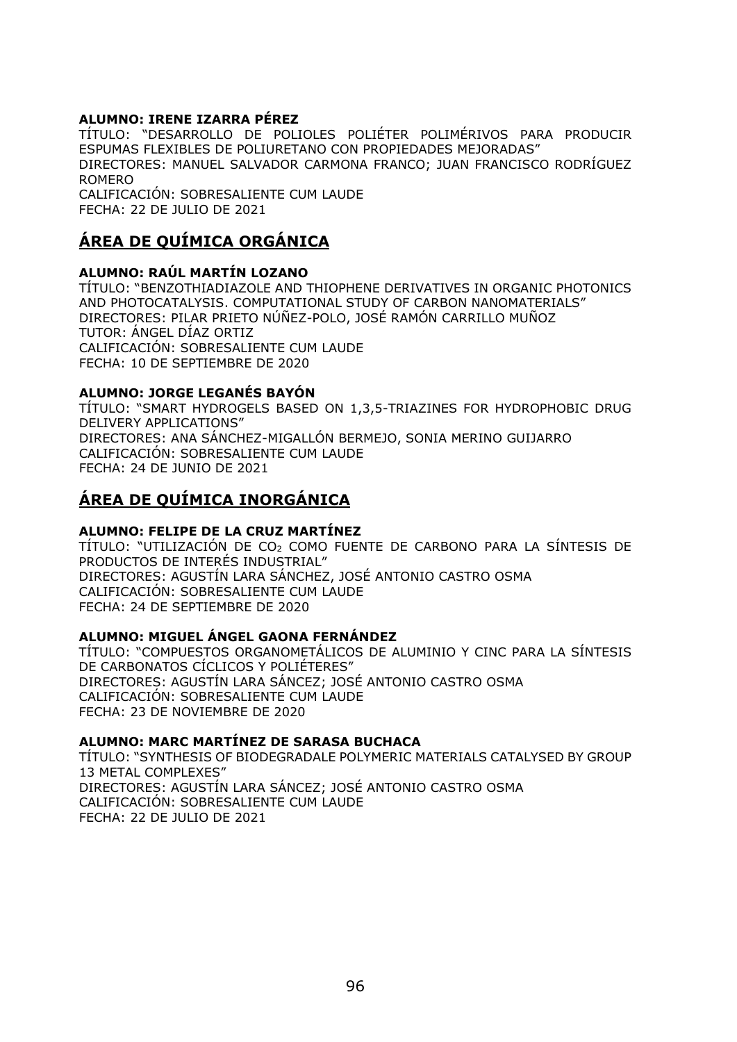**ALUMNO: IRENE IZARRA PÉREZ**

TÍTULO: "DESARROLLO DE POLIOLES POLIÉTER POLIMÉRIVOS PARA PRODUCIR ESPUMAS FLEXIBLES DE POLIURETANO CON PROPIEDADES MEJORADAS"
DIRECTORES: MANUEL SALVADOR CARMONA FRANCO; JUAN FRANCISCO RODRÍGUEZ ROMERO
CALIFICACIÓN: SOBRESALIENTE CUM LAUDE
FECHA: 22 DE JULIO DE 2021

## ÁREA DE QUÍMICA ORGÁNICA

**ALUMNO: RAÚL MARTÍN LOZANO**

TÍTULO: "BENZOTHIADIAZOLE AND THIOPHENE DERIVATIVES IN ORGANIC PHOTONICS AND PHOTOCATALYSIS. COMPUTATIONAL STUDY OF CARBON NANOMATERIALS"
DIRECTORES: PILAR PRIETO NÚÑEZ-POLO, JOSÉ RAMÓN CARRILLO MUÑOZ
TUTOR: ÁNGEL DÍAZ ORTIZ
CALIFICACIÓN: SOBRESALIENTE CUM LAUDE
FECHA: 10 DE SEPTIEMBRE DE 2020

**ALUMNO: JORGE LEGANÉS BAYÓN**

TÍTULO: "SMART HYDROGELS BASED ON 1,3,5-TRIAZINES FOR HYDROPHOBIC DRUG DELIVERY APPLICATIONS"
DIRECTORES: ANA SÁNCHEZ-MIGALLÓN BERMEJO, SONIA MERINO GUIJARRO
CALIFICACIÓN: SOBRESALIENTE CUM LAUDE
FECHA: 24 DE JUNIO DE 2021

## ÁREA DE QUÍMICA INORGÁNICA

**ALUMNO: FELIPE DE LA CRUZ MARTÍNEZ**

TÍTULO: "UTILIZACIÓN DE $CO_2$ COMO FUENTE DE CARBONO PARA LA SÍNTESIS DE PRODUCTOS DE INTERÉS INDUSTRIAL"
DIRECTORES: AGUSTÍN LARA SÁNCHEZ, JOSÉ ANTONIO CASTRO OSMA
CALIFICACIÓN: SOBRESALIENTE CUM LAUDE
FECHA: 24 DE SEPTIEMBRE DE 2020

**ALUMNO: MIGUEL ÁNGEL GAONA FERNÁNDEZ**

TÍTULO: "COMPUESTOS ORGANOMETÁLICOS DE ALUMINIO Y CINC PARA LA SÍNTESIS DE CARBONATOS CÍCLICOS Y POLIÉTERES"
DIRECTORES: AGUSTÍN LARA SÁNCEZ; JOSÉ ANTONIO CASTRO OSMA
CALIFICACIÓN: SOBRESALIENTE CUM LAUDE
FECHA: 23 DE NOVIEMBRE DE 2020

**ALUMNO: MARC MARTÍNEZ DE SARASA BUCHACA**

TÍTULO: "SYNTHESIS OF BIODEGRADALE POLYMERIC MATERIALS CATALYSED BY GROUP 13 METAL COMPLEXES"
DIRECTORES: AGUSTÍN LARA SÁNCEZ; JOSÉ ANTONIO CASTRO OSMA
CALIFICACIÓN: SOBRESALIENTE CUM LAUDE
FECHA: 22 DE JULIO DE 2021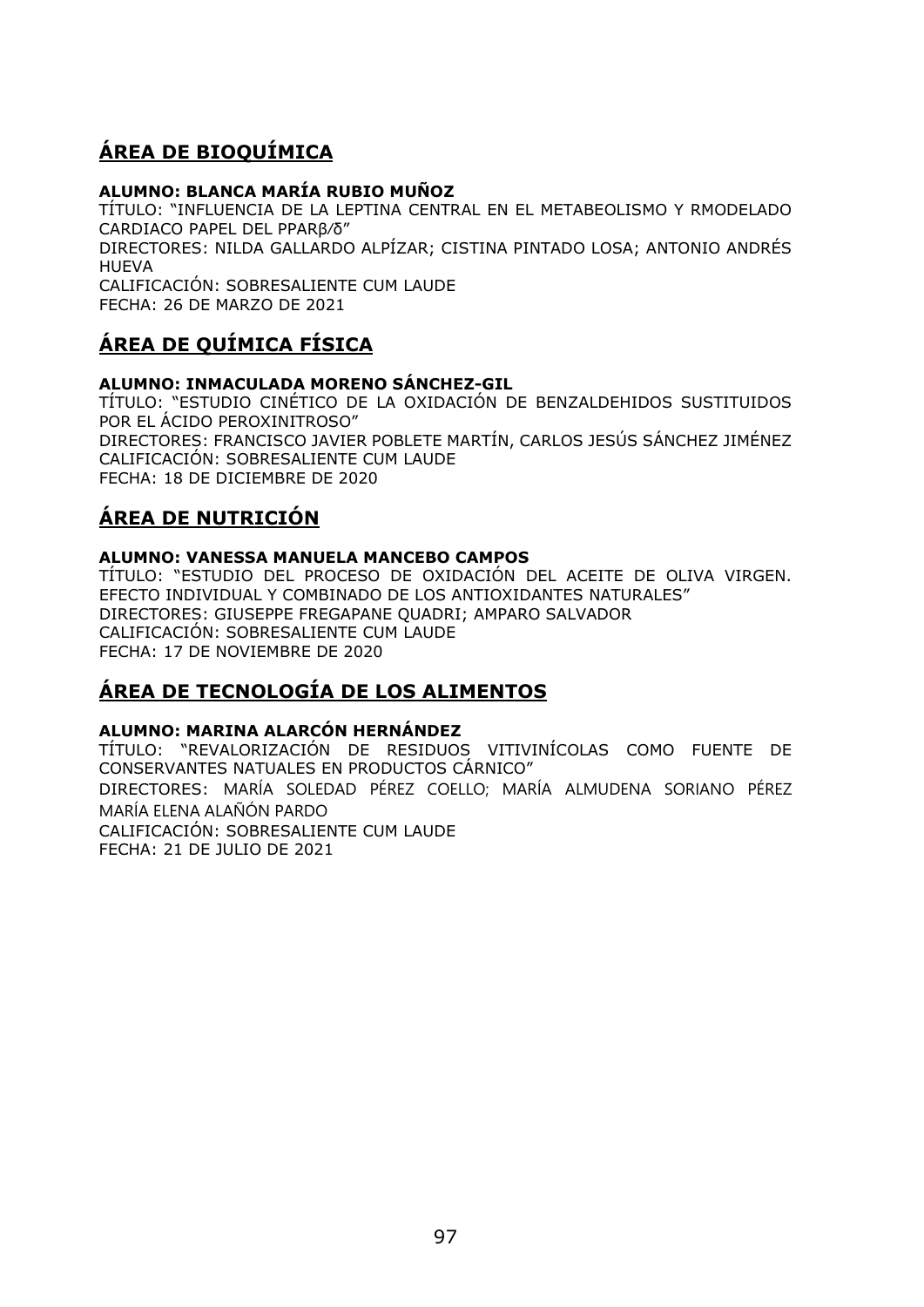## ÁREA DE BIOQUÍMICA

**ALUMNO: BLANCA MARÍA RUBIO MUÑOZ**
TÍTULO: "INFLUENCIA DE LA LEPTINA CENTRAL EN EL METABEOLISMO Y RMODELADO CARDIACO PAPEL DEL PPARβ/δ"
DIRECTORES: NILDA GALLARDO ALPÍZAR; CISTINA PINTADO LOSA; ANTONIO ANDRÉS HUEVA
CALIFICACIÓN: SOBRESALIENTE CUM LAUDE
FECHA: 26 DE MARZO DE 2021

## ÁREA DE QUÍMICA FÍSICA

**ALUMNO: INMACULADA MORENO SÁNCHEZ-GIL**
TÍTULO: "ESTUDIO CINÉTICO DE LA OXIDACIÓN DE BENZALDEHIDOS SUSTITUIDOS POR EL ÁCIDO PEROXINITROSO"
DIRECTORES: FRANCISCO JAVIER POBLETE MARTÍN, CARLOS JESÚS SÁNCHEZ JIMÉNEZ
CALIFICACIÓN: SOBRESALIENTE CUM LAUDE
FECHA: 18 DE DICIEMBRE DE 2020

## ÁREA DE NUTRICIÓN

**ALUMNO: VANESSA MANUELA MANCEBO CAMPOS**
TÍTULO: "ESTUDIO DEL PROCESO DE OXIDACIÓN DEL ACEITE DE OLIVA VIRGEN. EFECTO INDIVIDUAL Y COMBINADO DE LOS ANTIOXIDANTES NATURALES"
DIRECTORES: GIUSEPPE FREGAPANE QUADRI; AMPARO SALVADOR
CALIFICACIÓN: SOBRESALIENTE CUM LAUDE
FECHA: 17 DE NOVIEMBRE DE 2020

## ÁREA DE TECNOLOGÍA DE LOS ALIMENTOS

**ALUMNO: MARINA ALARCÓN HERNÁNDEZ**
TÍTULO: "REVALORIZACIÓN DE RESIDUOS VITIVINÍCOLAS COMO FUENTE DE CONSERVANTES NATUALES EN PRODUCTOS CÁRNICO"
DIRECTORES: MARÍA SOLEDAD PÉREZ COELLO; MARÍA ALMUDENA SORIANO PÉREZ MARÍA ELENA ALAÑÓN PARDO
CALIFICACIÓN: SOBRESALIENTE CUM LAUDE
FECHA: 21 DE JULIO DE 2021